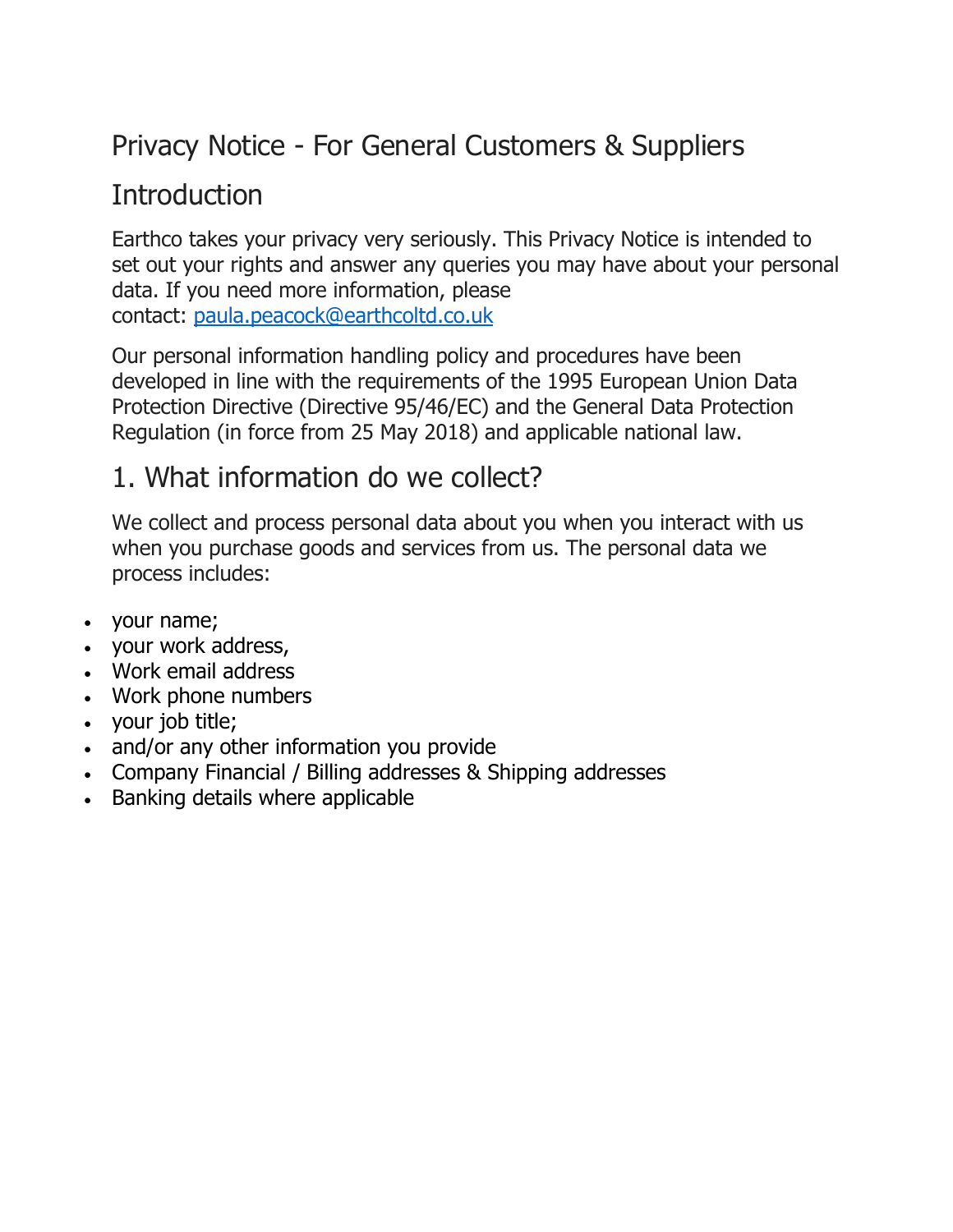# Privacy Notice - For General Customers & Suppliers

## Introduction

Earthco takes your privacy very seriously. This Privacy Notice is intended to set out your rights and answer any queries you may have about your personal data. If you need more information, please contact: [paula.peacock@earthcoltd.co.uk](mailto:paula.peacock@earthcoltd.co.uk)

Our personal information handling policy and procedures have been developed in line with the requirements of the 1995 European Union Data Protection Directive (Directive 95/46/EC) and the General Data Protection Regulation (in force from 25 May 2018) and applicable national law.

## 1. What information do we collect?

We collect and process personal data about you when you interact with us when you purchase goods and services from us. The personal data we process includes:

- your name;
- your work address,
- Work email address
- Work phone numbers
- your job title;
- and/or any other information you provide
- Company Financial / Billing addresses & Shipping addresses
- Banking details where applicable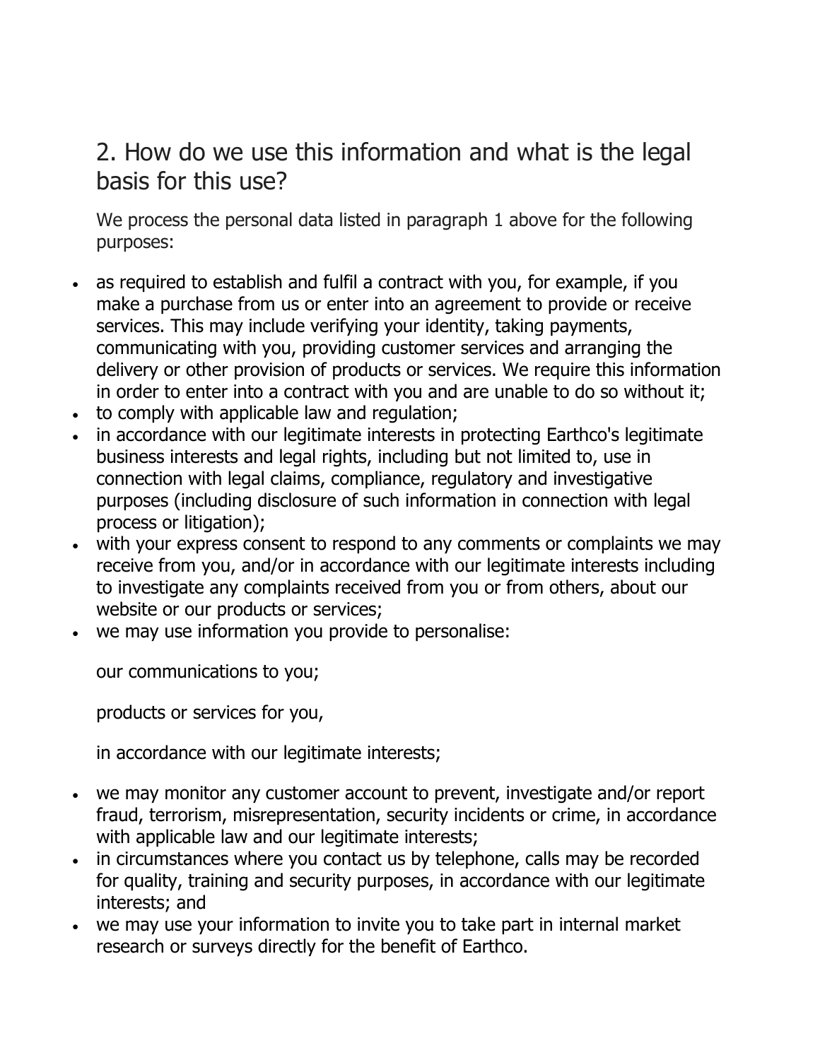## 2. How do we use this information and what is the legal basis for this use?

We process the personal data listed in paragraph 1 above for the following purposes:

- as required to establish and fulfil a contract with you, for example, if you make a purchase from us or enter into an agreement to provide or receive services. This may include verifying your identity, taking payments, communicating with you, providing customer services and arranging the delivery or other provision of products or services. We require this information in order to enter into a contract with you and are unable to do so without it;
- to comply with applicable law and regulation;
- in accordance with our legitimate interests in protecting Earthco's legitimate business interests and legal rights, including but not limited to, use in connection with legal claims, compliance, regulatory and investigative purposes (including disclosure of such information in connection with legal process or litigation);
- with your express consent to respond to any comments or complaints we may receive from you, and/or in accordance with our legitimate interests including to investigate any complaints received from you or from others, about our website or our products or services;
- we may use information you provide to personalise:

  our communications to you;

  products or services for you,

  in accordance with our legitimate interests;

- we may monitor any customer account to prevent, investigate and/or report fraud, terrorism, misrepresentation, security incidents or crime, in accordance with applicable law and our legitimate interests;
- in circumstances where you contact us by telephone, calls may be recorded for quality, training and security purposes, in accordance with our legitimate interests; and
- we may use your information to invite you to take part in internal market research or surveys directly for the benefit of Earthco.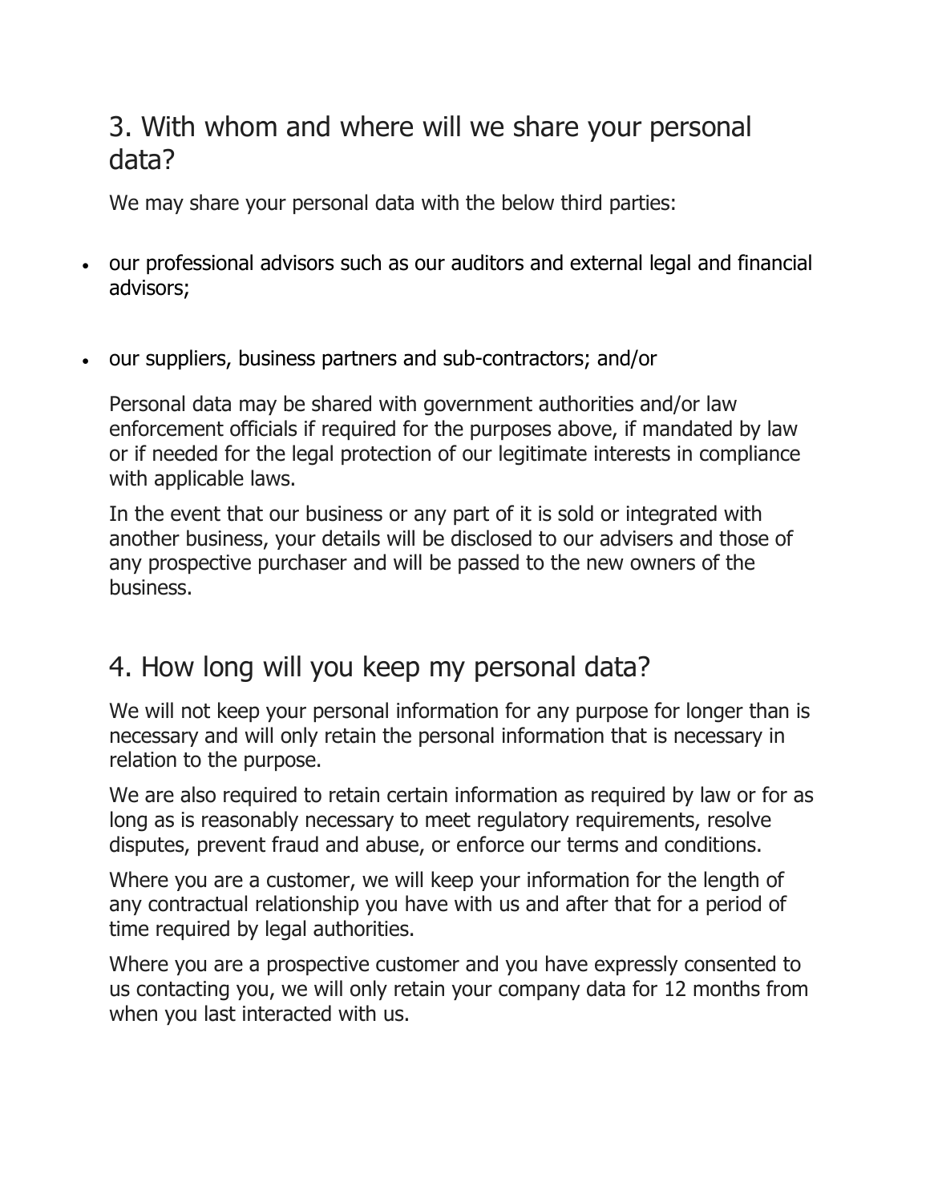## 3. With whom and where will we share your personal data?

We may share your personal data with the below third parties:

- our professional advisors such as our auditors and external legal and financial advisors;
- our suppliers, business partners and sub-contractors; and/or

Personal data may be shared with government authorities and/or law enforcement officials if required for the purposes above, if mandated by law or if needed for the legal protection of our legitimate interests in compliance with applicable laws.

In the event that our business or any part of it is sold or integrated with another business, your details will be disclosed to our advisers and those of any prospective purchaser and will be passed to the new owners of the business.

## 4. How long will you keep my personal data?

We will not keep your personal information for any purpose for longer than is necessary and will only retain the personal information that is necessary in relation to the purpose.

We are also required to retain certain information as required by law or for as long as is reasonably necessary to meet regulatory requirements, resolve disputes, prevent fraud and abuse, or enforce our terms and conditions.

Where you are a customer, we will keep your information for the length of any contractual relationship you have with us and after that for a period of time required by legal authorities.

Where you are a prospective customer and you have expressly consented to us contacting you, we will only retain your company data for 12 months from when you last interacted with us.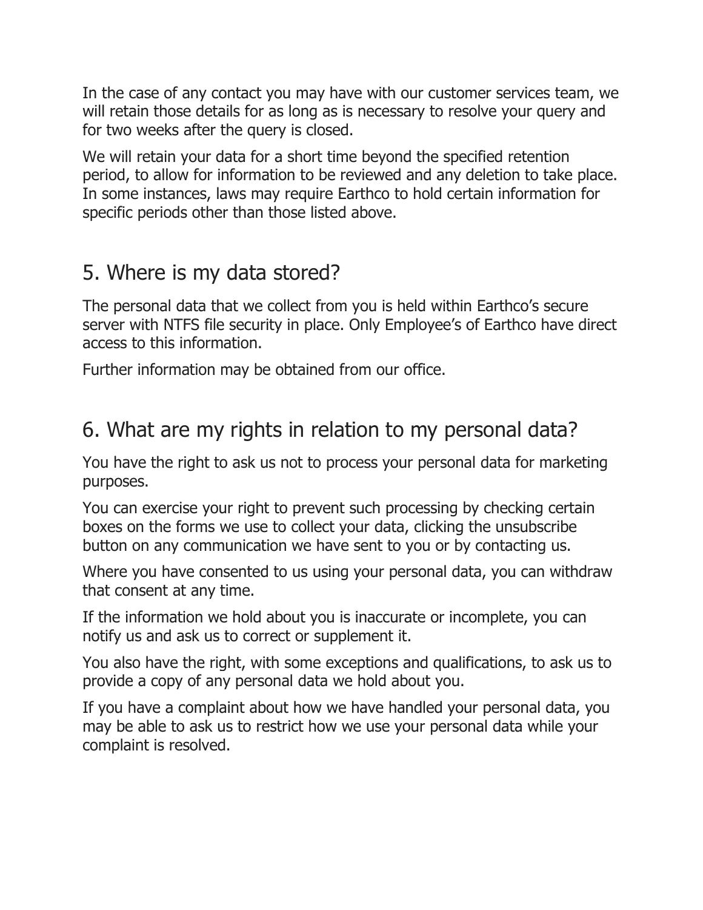In the case of any contact you may have with our customer services team, we will retain those details for as long as is necessary to resolve your query and for two weeks after the query is closed.

We will retain your data for a short time beyond the specified retention period, to allow for information to be reviewed and any deletion to take place. In some instances, laws may require Earthco to hold certain information for specific periods other than those listed above.

## 5. Where is my data stored?

The personal data that we collect from you is held within Earthco's secure server with NTFS file security in place. Only Employee's of Earthco have direct access to this information.

Further information may be obtained from our office.

## 6. What are my rights in relation to my personal data?

You have the right to ask us not to process your personal data for marketing purposes.

You can exercise your right to prevent such processing by checking certain boxes on the forms we use to collect your data, clicking the unsubscribe button on any communication we have sent to you or by contacting us.

Where you have consented to us using your personal data, you can withdraw that consent at any time.

If the information we hold about you is inaccurate or incomplete, you can notify us and ask us to correct or supplement it.

You also have the right, with some exceptions and qualifications, to ask us to provide a copy of any personal data we hold about you.

If you have a complaint about how we have handled your personal data, you may be able to ask us to restrict how we use your personal data while your complaint is resolved.